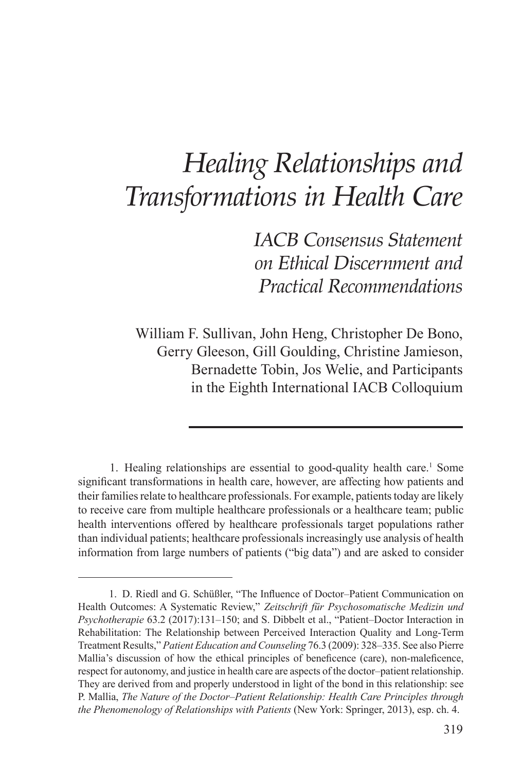# *Healing Relationships and Transformations in Health Care*

## *IACB Consensus Statement on Ethical Discernment and Practical Recommendations*

William F. Sullivan, John Heng, Christopher De Bono, Gerry Gleeson, Gill Goulding, Christine Jamieson, Bernadette Tobin, Jos Welie, and Participants in the Eighth International IACB Colloquium

---

1. Healing relationships are essential to good-quality health care.[1] Some significant transformations in health care, however, are affecting how patients and their families relate to healthcare professionals. For example, patients today are likely to receive care from multiple healthcare professionals or a healthcare team; public health interventions offered by healthcare professionals target populations rather than individual patients; healthcare professionals increasingly use analysis of health information from large numbers of patients ("big data") and are asked to consider

---

1. D. Riedl and G. Schüßler, "The Influence of Doctor–Patient Communication on Health Outcomes: A Systematic Review," *Zeitschrift für Psychosomatische Medizin und Psychotherapie* 63.2 (2017):131–150; and S. Dibbelt et al., "Patient–Doctor Interaction in Rehabilitation: The Relationship between Perceived Interaction Quality and Long-Term Treatment Results," *Patient Education and Counseling* 76.3 (2009): 328–335. See also Pierre Mallia's discussion of how the ethical principles of beneficence (care), non-maleficence, respect for autonomy, and justice in health care are aspects of the doctor–patient relationship. They are derived from and properly understood in light of the bond in this relationship: see P. Mallia, *The Nature of the Doctor–Patient Relationship: Health Care Principles through the Phenomenology of Relationships with Patients* (New York: Springer, 2013), esp. ch. 4.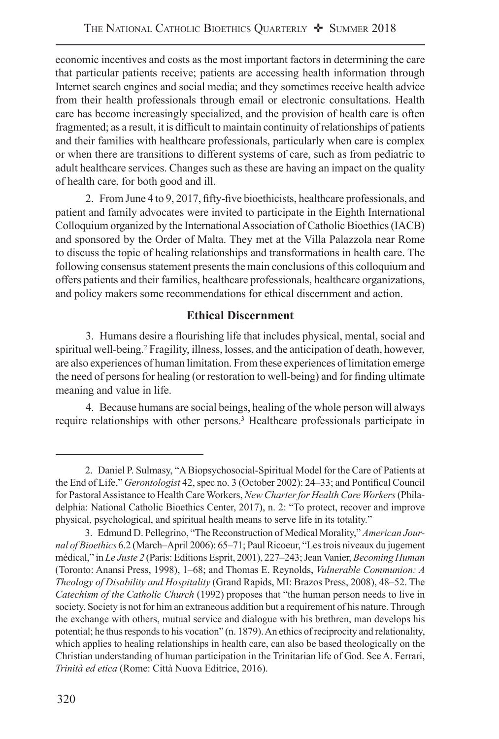economic incentives and costs as the most important factors in determining the care that particular patients receive; patients are accessing health information through Internet search engines and social media; and they sometimes receive health advice from their health professionals through email or electronic consultations. Health care has become increasingly specialized, and the provision of health care is often fragmented; as a result, it is difficult to maintain continuity of relationships of patients and their families with healthcare professionals, particularly when care is complex or when there are transitions to different systems of care, such as from pediatric to adult healthcare services. Changes such as these are having an impact on the quality of health care, for both good and ill.

2. From June 4 to 9, 2017, fifty-five bioethicists, healthcare professionals, and patient and family advocates were invited to participate in the Eighth International Colloquium organized by the International Association of Catholic Bioethics (IACB) and sponsored by the Order of Malta. They met at the Villa Palazzola near Rome to discuss the topic of healing relationships and transformations in health care. The following consensus statement presents the main conclusions of this colloquium and offers patients and their families, healthcare professionals, healthcare organizations, and policy makers some recommendations for ethical discernment and action.

## Ethical Discernment

3. Humans desire a flourishing life that includes physical, mental, social and spiritual well-being.[2] Fragility, illness, losses, and the anticipation of death, however, are also experiences of human limitation. From these experiences of limitation emerge the need of persons for healing (or restoration to well-being) and for finding ultimate meaning and value in life.

4. Because humans are social beings, healing of the whole person will always require relationships with other persons.[3] Healthcare professionals participate in

---

2. Daniel P. Sulmasy, "A Biopsychosocial-Spiritual Model for the Care of Patients at the End of Life," *Gerontologist* 42, spec no. 3 (October 2002): 24–33; and Pontifical Council for Pastoral Assistance to Health Care Workers, *New Charter for Health Care Workers* (Philadelphia: National Catholic Bioethics Center, 2017), n. 2: "To protect, recover and improve physical, psychological, and spiritual health means to serve life in its totality."

3. Edmund D. Pellegrino, "The Reconstruction of Medical Morality," *American Journal of Bioethics* 6.2 (March–April 2006): 65–71; Paul Ricoeur, "Les trois niveaux du jugement médical," in *Le Juste 2* (Paris: Editions Esprit, 2001), 227–243; Jean Vanier, *Becoming Human* (Toronto: Anansi Press, 1998), 1–68; and Thomas E. Reynolds, *Vulnerable Communion: A Theology of Disability and Hospitality* (Grand Rapids, MI: Brazos Press, 2008), 48–52. The *Catechism of the Catholic Church* (1992) proposes that "the human person needs to live in society. Society is not for him an extraneous addition but a requirement of his nature. Through the exchange with others, mutual service and dialogue with his brethren, man develops his potential; he thus responds to his vocation" (n. 1879). An ethics of reciprocity and relationality, which applies to healing relationships in health care, can also be based theologically on the Christian understanding of human participation in the Trinitarian life of God. See A. Ferrari, *Trinità ed etica* (Rome: Città Nuova Editrice, 2016).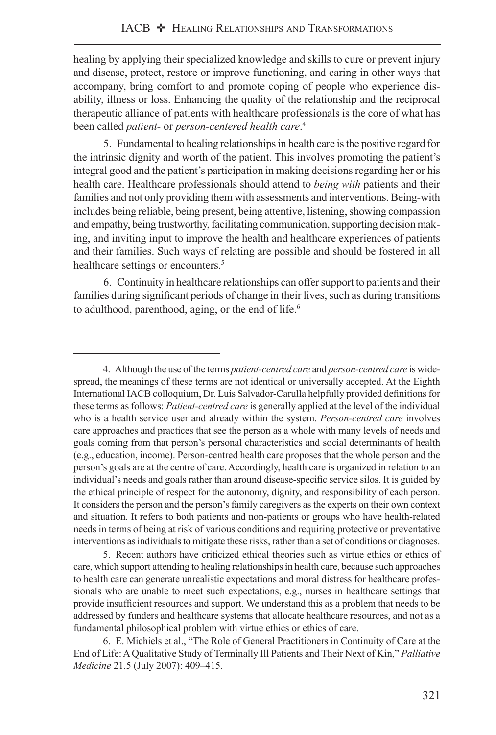healing by applying their specialized knowledge and skills to cure or prevent injury and disease, protect, restore or improve functioning, and caring in other ways that accompany, bring comfort to and promote coping of people who experience disability, illness or loss. Enhancing the quality of the relationship and the reciprocal therapeutic alliance of patients with healthcare professionals is the core of what has been called *patient-* or *person-centered health care*.[4]

5. Fundamental to healing relationships in health care is the positive regard for the intrinsic dignity and worth of the patient. This involves promoting the patient's integral good and the patient's participation in making decisions regarding her or his health care. Healthcare professionals should attend to *being with* patients and their families and not only providing them with assessments and interventions. Being-with includes being reliable, being present, being attentive, listening, showing compassion and empathy, being trustworthy, facilitating communication, supporting decision making, and inviting input to improve the health and healthcare experiences of patients and their families. Such ways of relating are possible and should be fostered in all healthcare settings or encounters.[5]

6. Continuity in healthcare relationships can offer support to patients and their families during significant periods of change in their lives, such as during transitions to adulthood, parenthood, aging, or the end of life.[6]

---

4. Although the use of the terms *patient-centred care* and *person-centred care* is widespread, the meanings of these terms are not identical or universally accepted. At the Eighth International IACB colloquium, Dr. Luis Salvador-Carulla helpfully provided definitions for these terms as follows: *Patient-centred care* is generally applied at the level of the individual who is a health service user and already within the system. *Person-centred care* involves care approaches and practices that see the person as a whole with many levels of needs and goals coming from that person's personal characteristics and social determinants of health (e.g., education, income). Person-centred health care proposes that the whole person and the person's goals are at the centre of care. Accordingly, health care is organized in relation to an individual's needs and goals rather than around disease-specific service silos. It is guided by the ethical principle of respect for the autonomy, dignity, and responsibility of each person. It considers the person and the person's family caregivers as the experts on their own context and situation. It refers to both patients and non-patients or groups who have health-related needs in terms of being at risk of various conditions and requiring protective or preventative interventions as individuals to mitigate these risks, rather than a set of conditions or diagnoses.

5. Recent authors have criticized ethical theories such as virtue ethics or ethics of care, which support attending to healing relationships in health care, because such approaches to health care can generate unrealistic expectations and moral distress for healthcare professionals who are unable to meet such expectations, e.g., nurses in healthcare settings that provide insufficient resources and support. We understand this as a problem that needs to be addressed by funders and healthcare systems that allocate healthcare resources, and not as a fundamental philosophical problem with virtue ethics or ethics of care.

6. E. Michiels et al., "The Role of General Practitioners in Continuity of Care at the End of Life: A Qualitative Study of Terminally Ill Patients and Their Next of Kin," *Palliative Medicine* 21.5 (July 2007): 409–415.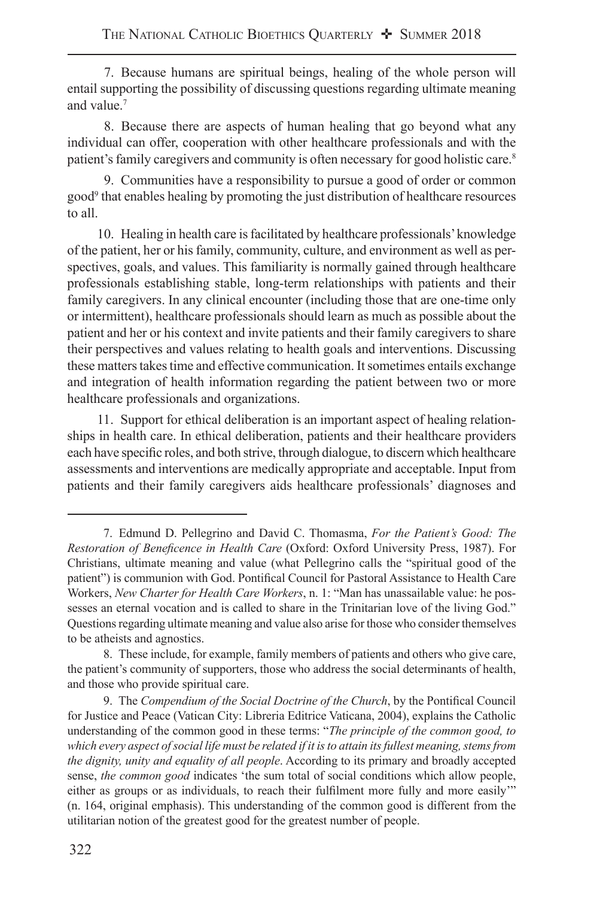7. Because humans are spiritual beings, healing of the whole person will entail supporting the possibility of discussing questions regarding ultimate meaning and value.[7]

8. Because there are aspects of human healing that go beyond what any individual can offer, cooperation with other healthcare professionals and with the patient's family caregivers and community is often necessary for good holistic care.[8]

9. Communities have a responsibility to pursue a good of order or common good[9] that enables healing by promoting the just distribution of healthcare resources to all.

10. Healing in health care is facilitated by healthcare professionals' knowledge of the patient, her or his family, community, culture, and environment as well as perspectives, goals, and values. This familiarity is normally gained through healthcare professionals establishing stable, long-term relationships with patients and their family caregivers. In any clinical encounter (including those that are one-time only or intermittent), healthcare professionals should learn as much as possible about the patient and her or his context and invite patients and their family caregivers to share their perspectives and values relating to health goals and interventions. Discussing these matters takes time and effective communication. It sometimes entails exchange and integration of health information regarding the patient between two or more healthcare professionals and organizations.

11. Support for ethical deliberation is an important aspect of healing relationships in health care. In ethical deliberation, patients and their healthcare providers each have specific roles, and both strive, through dialogue, to discern which healthcare assessments and interventions are medically appropriate and acceptable. Input from patients and their family caregivers aids healthcare professionals' diagnoses and

---

7. Edmund D. Pellegrino and David C. Thomasma, *For the Patient's Good: The Restoration of Beneficence in Health Care* (Oxford: Oxford University Press, 1987). For Christians, ultimate meaning and value (what Pellegrino calls the "spiritual good of the patient") is communion with God. Pontifical Council for Pastoral Assistance to Health Care Workers, *New Charter for Health Care Workers*, n. 1: "Man has unassailable value: he possesses an eternal vocation and is called to share in the Trinitarian love of the living God." Questions regarding ultimate meaning and value also arise for those who consider themselves to be atheists and agnostics.

8. These include, for example, family members of patients and others who give care, the patient's community of supporters, those who address the social determinants of health, and those who provide spiritual care.

9. The *Compendium of the Social Doctrine of the Church*, by the Pontifical Council for Justice and Peace (Vatican City: Libreria Editrice Vaticana, 2004), explains the Catholic understanding of the common good in these terms: "*The principle of the common good, to which every aspect of social life must be related if it is to attain its fullest meaning, stems from the dignity, unity and equality of all people*. According to its primary and broadly accepted sense, *the common good* indicates 'the sum total of social conditions which allow people, either as groups or as individuals, to reach their fulfilment more fully and more easily'" (n. 164, original emphasis). This understanding of the common good is different from the utilitarian notion of the greatest good for the greatest number of people.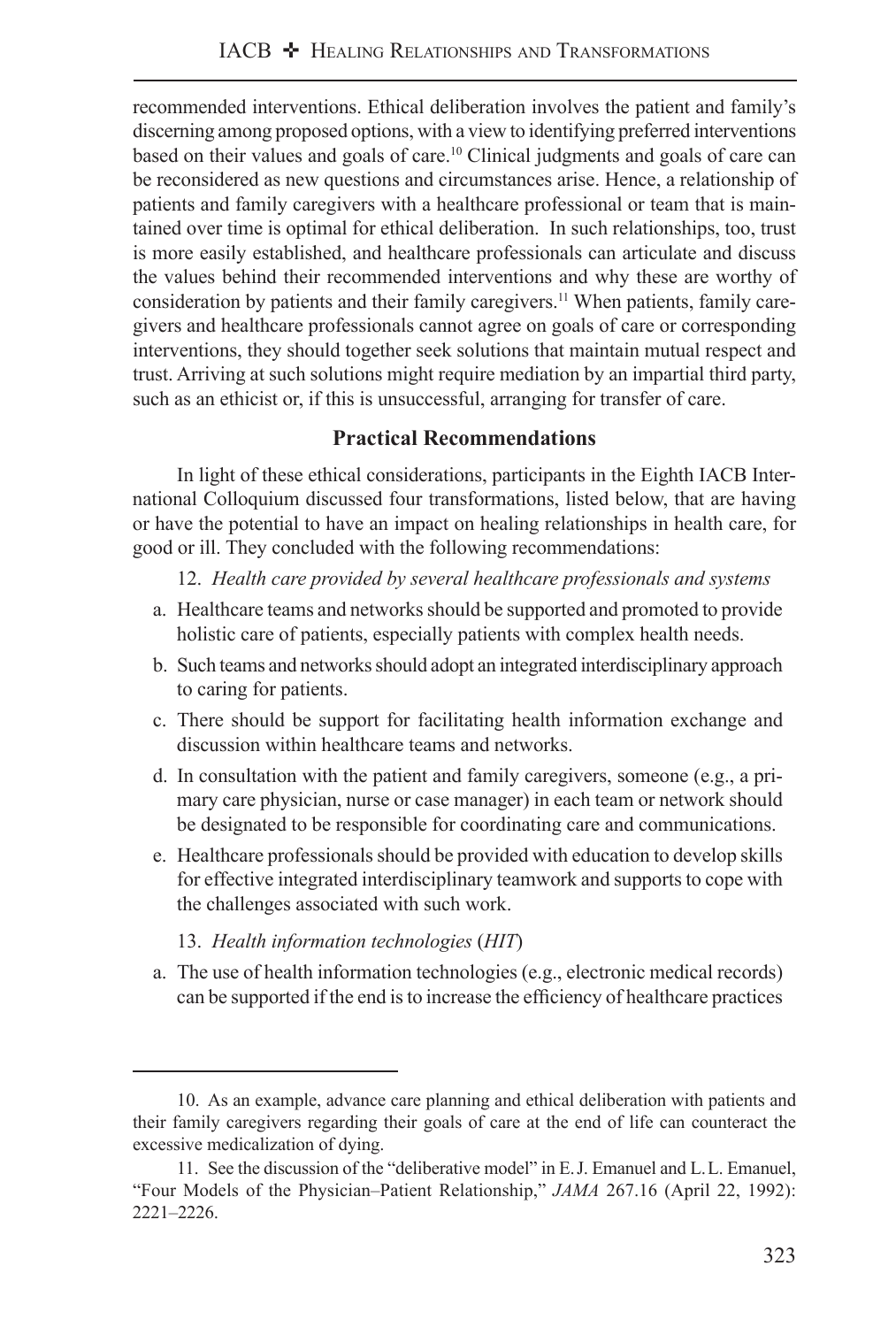recommended interventions. Ethical deliberation involves the patient and family's discerning among proposed options, with a view to identifying preferred interventions based on their values and goals of care.[10] Clinical judgments and goals of care can be reconsidered as new questions and circumstances arise. Hence, a relationship of patients and family caregivers with a healthcare professional or team that is maintained over time is optimal for ethical deliberation. In such relationships, too, trust is more easily established, and healthcare professionals can articulate and discuss the values behind their recommended interventions and why these are worthy of consideration by patients and their family caregivers.[11] When patients, family caregivers and healthcare professionals cannot agree on goals of care or corresponding interventions, they should together seek solutions that maintain mutual respect and trust. Arriving at such solutions might require mediation by an impartial third party, such as an ethicist or, if this is unsuccessful, arranging for transfer of care.

### Practical Recommendations

In light of these ethical considerations, participants in the Eighth IACB International Colloquium discussed four transformations, listed below, that are having or have the potential to have an impact on healing relationships in health care, for good or ill. They concluded with the following recommendations:

12. *Health care provided by several healthcare professionals and systems*

a. Healthcare teams and networks should be supported and promoted to provide holistic care of patients, especially patients with complex health needs.

b. Such teams and networks should adopt an integrated interdisciplinary approach to caring for patients.

c. There should be support for facilitating health information exchange and discussion within healthcare teams and networks.

d. In consultation with the patient and family caregivers, someone (e.g., a primary care physician, nurse or case manager) in each team or network should be designated to be responsible for coordinating care and communications.

e. Healthcare professionals should be provided with education to develop skills for effective integrated interdisciplinary teamwork and supports to cope with the challenges associated with such work.

13. *Health information technologies* (*HIT*)

a. The use of health information technologies (e.g., electronic medical records) can be supported if the end is to increase the efficiency of healthcare practices

---

10. As an example, advance care planning and ethical deliberation with patients and their family caregivers regarding their goals of care at the end of life can counteract the excessive medicalization of dying.

11. See the discussion of the "deliberative model" in E. J. Emanuel and L. L. Emanuel, "Four Models of the Physician–Patient Relationship," *JAMA* 267.16 (April 22, 1992): 2221–2226.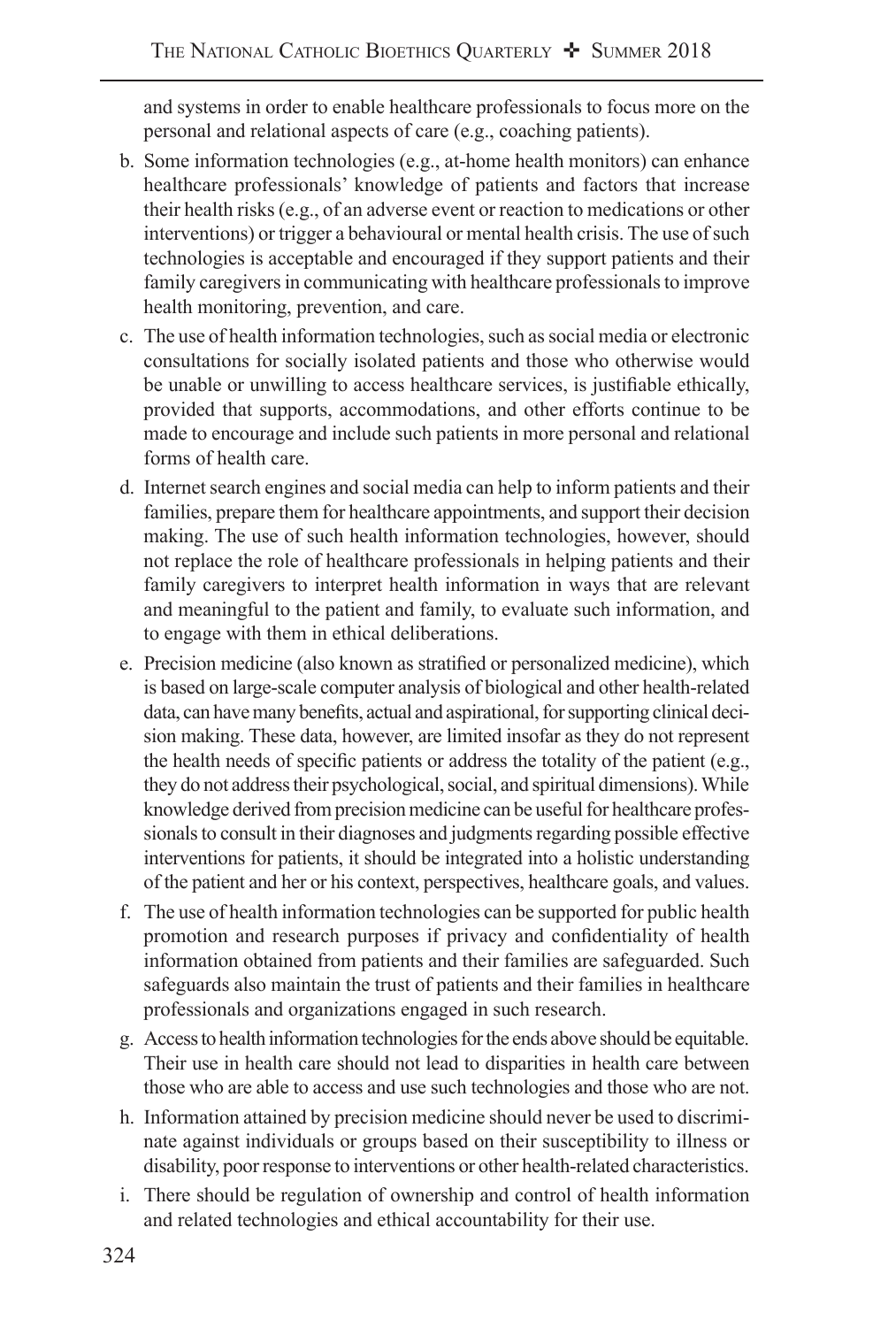and systems in order to enable healthcare professionals to focus more on the personal and relational aspects of care (e.g., coaching patients).

b. Some information technologies (e.g., at-home health monitors) can enhance healthcare professionals' knowledge of patients and factors that increase their health risks (e.g., of an adverse event or reaction to medications or other interventions) or trigger a behavioural or mental health crisis. The use of such technologies is acceptable and encouraged if they support patients and their family caregivers in communicating with healthcare professionals to improve health monitoring, prevention, and care.

c. The use of health information technologies, such as social media or electronic consultations for socially isolated patients and those who otherwise would be unable or unwilling to access healthcare services, is justifiable ethically, provided that supports, accommodations, and other efforts continue to be made to encourage and include such patients in more personal and relational forms of health care.

d. Internet search engines and social media can help to inform patients and their families, prepare them for healthcare appointments, and support their decision making. The use of such health information technologies, however, should not replace the role of healthcare professionals in helping patients and their family caregivers to interpret health information in ways that are relevant and meaningful to the patient and family, to evaluate such information, and to engage with them in ethical deliberations.

e. Precision medicine (also known as stratified or personalized medicine), which is based on large-scale computer analysis of biological and other health-related data, can have many benefits, actual and aspirational, for supporting clinical decision making. These data, however, are limited insofar as they do not represent the health needs of specific patients or address the totality of the patient (e.g., they do not address their psychological, social, and spiritual dimensions). While knowledge derived from precision medicine can be useful for healthcare professionals to consult in their diagnoses and judgments regarding possible effective interventions for patients, it should be integrated into a holistic understanding of the patient and her or his context, perspectives, healthcare goals, and values.

f. The use of health information technologies can be supported for public health promotion and research purposes if privacy and confidentiality of health information obtained from patients and their families are safeguarded. Such safeguards also maintain the trust of patients and their families in healthcare professionals and organizations engaged in such research.

g. Access to health information technologies for the ends above should be equitable. Their use in health care should not lead to disparities in health care between those who are able to access and use such technologies and those who are not.

h. Information attained by precision medicine should never be used to discriminate against individuals or groups based on their susceptibility to illness or disability, poor response to interventions or other health-related characteristics.

i. There should be regulation of ownership and control of health information and related technologies and ethical accountability for their use.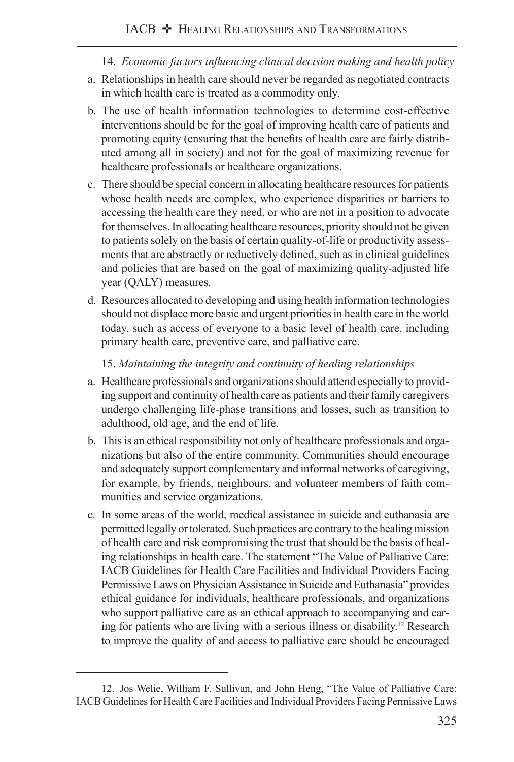14. *Economic factors influencing clinical decision making and health policy*

a. Relationships in health care should never be regarded as negotiated contracts in which health care is treated as a commodity only.

b. The use of health information technologies to determine cost-effective interventions should be for the goal of improving health care of patients and promoting equity (ensuring that the benefits of health care are fairly distributed among all in society) and not for the goal of maximizing revenue for healthcare professionals or healthcare organizations.

c. There should be special concern in allocating healthcare resources for patients whose health needs are complex, who experience disparities or barriers to accessing the health care they need, or who are not in a position to advocate for themselves. In allocating healthcare resources, priority should not be given to patients solely on the basis of certain quality-of-life or productivity assessments that are abstractly or reductively defined, such as in clinical guidelines and policies that are based on the goal of maximizing quality-adjusted life year (QALY) measures.

d. Resources allocated to developing and using health information technologies should not displace more basic and urgent priorities in health care in the world today, such as access of everyone to a basic level of health care, including primary health care, preventive care, and palliative care.

15. *Maintaining the integrity and continuity of healing relationships*

a. Healthcare professionals and organizations should attend especially to providing support and continuity of health care as patients and their family caregivers undergo challenging life-phase transitions and losses, such as transition to adulthood, old age, and the end of life.

b. This is an ethical responsibility not only of healthcare professionals and organizations but also of the entire community. Communities should encourage and adequately support complementary and informal networks of caregiving, for example, by friends, neighbours, and volunteer members of faith communities and service organizations.

c. In some areas of the world, medical assistance in suicide and euthanasia are permitted legally or tolerated. Such practices are contrary to the healing mission of health care and risk compromising the trust that should be the basis of healing relationships in health care. The statement "The Value of Palliative Care: IACB Guidelines for Health Care Facilities and Individual Providers Facing Permissive Laws on Physician Assistance in Suicide and Euthanasia" provides ethical guidance for individuals, healthcare professionals, and organizations who support palliative care as an ethical approach to accompanying and caring for patients who are living with a serious illness or disability.[12] Research to improve the quality of and access to palliative care should be encouraged

12. Jos Welie, William F. Sullivan, and John Heng, "The Value of Palliative Care: IACB Guidelines for Health Care Facilities and Individual Providers Facing Permissive Laws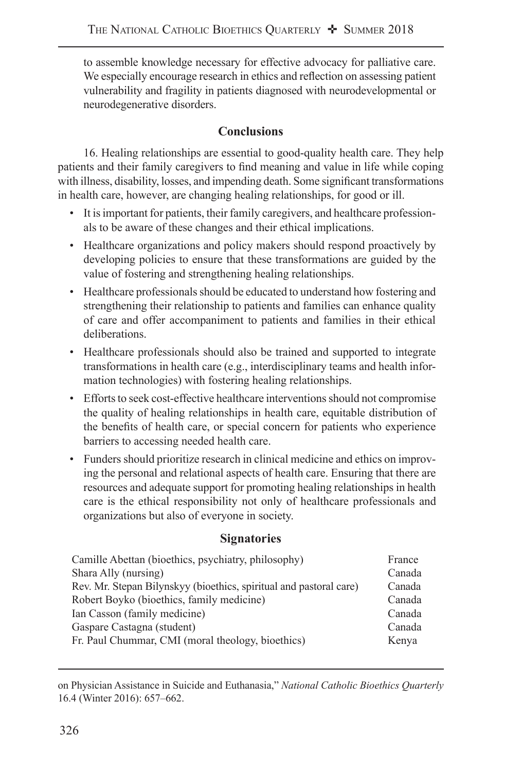to assemble knowledge necessary for effective advocacy for palliative care. We especially encourage research in ethics and reflection on assessing patient vulnerability and fragility in patients diagnosed with neurodevelopmental or neurodegenerative disorders.

## Conclusions

16. Healing relationships are essential to good-quality health care. They help patients and their family caregivers to find meaning and value in life while coping with illness, disability, losses, and impending death. Some significant transformations in health care, however, are changing healing relationships, for good or ill.

- It is important for patients, their family caregivers, and healthcare professionals to be aware of these changes and their ethical implications.
- Healthcare organizations and policy makers should respond proactively by developing policies to ensure that these transformations are guided by the value of fostering and strengthening healing relationships.
- Healthcare professionals should be educated to understand how fostering and strengthening their relationship to patients and families can enhance quality of care and offer accompaniment to patients and families in their ethical deliberations.
- Healthcare professionals should also be trained and supported to integrate transformations in health care (e.g., interdisciplinary teams and health information technologies) with fostering healing relationships.
- Efforts to seek cost-effective healthcare interventions should not compromise the quality of healing relationships in health care, equitable distribution of the benefits of health care, or special concern for patients who experience barriers to accessing needed health care.
- Funders should prioritize research in clinical medicine and ethics on improving the personal and relational aspects of health care. Ensuring that there are resources and adequate support for promoting healing relationships in health care is the ethical responsibility not only of healthcare professionals and organizations but also of everyone in society.

## Signatories

| | |
|---|---|
| Camille Abettan (bioethics, psychiatry, philosophy) | France |
| Shara Ally (nursing) | Canada |
| Rev. Mr. Stepan Bilynskyy (bioethics, spiritual and pastoral care) | Canada |
| Robert Boyko (bioethics, family medicine) | Canada |
| Ian Casson (family medicine) | Canada |
| Gaspare Castagna (student) | Canada |
| Fr. Paul Chummar, CMI (moral theology, bioethics) | Kenya |

on Physician Assistance in Suicide and Euthanasia," *National Catholic Bioethics Quarterly* 16.4 (Winter 2016): 657–662.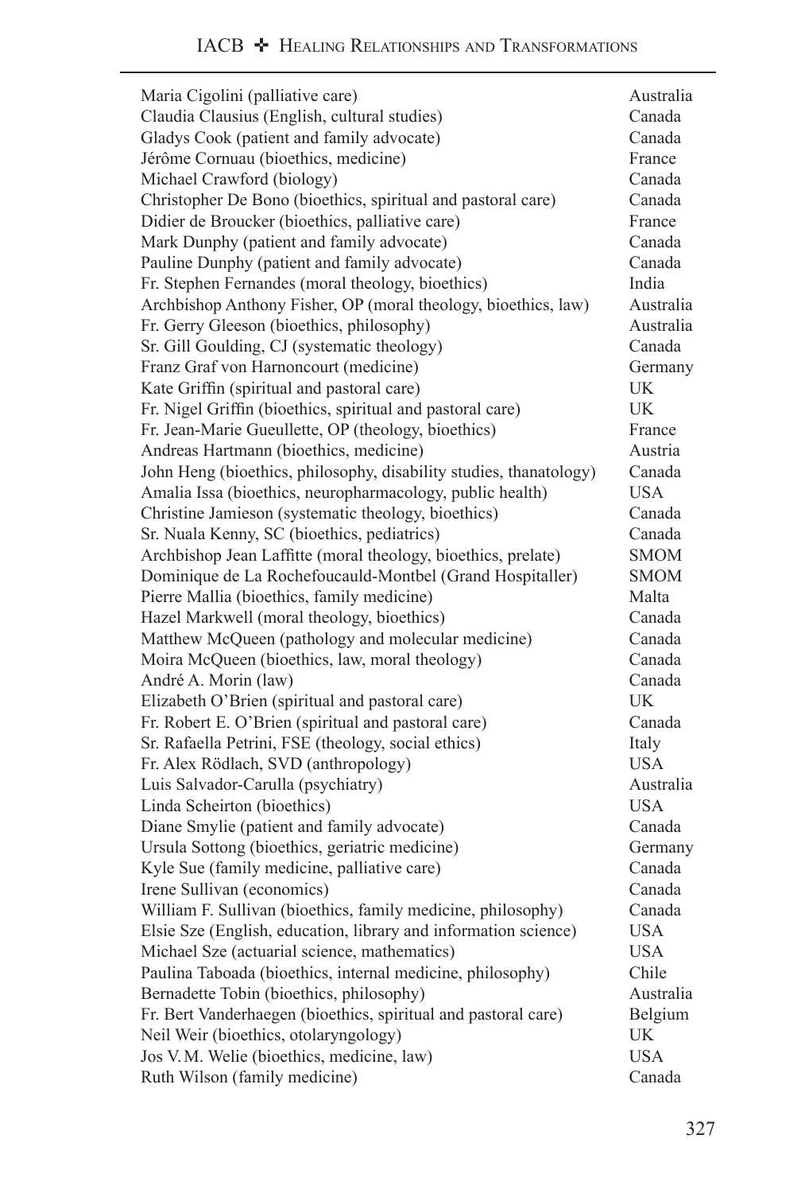| | |
|---|---|
| Maria Cigolini (palliative care) | Australia |
| Claudia Clausius (English, cultural studies) | Canada |
| Gladys Cook (patient and family advocate) | Canada |
| Jérôme Cornuau (bioethics, medicine) | France |
| Michael Crawford (biology) | Canada |
| Christopher De Bono (bioethics, spiritual and pastoral care) | Canada |
| Didier de Broucker (bioethics, palliative care) | France |
| Mark Dunphy (patient and family advocate) | Canada |
| Pauline Dunphy (patient and family advocate) | Canada |
| Fr. Stephen Fernandes (moral theology, bioethics) | India |
| Archbishop Anthony Fisher, OP (moral theology, bioethics, law) | Australia |
| Fr. Gerry Gleeson (bioethics, philosophy) | Australia |
| Sr. Gill Goulding, CJ (systematic theology) | Canada |
| Franz Graf von Harnoncourt (medicine) | Germany |
| Kate Griffin (spiritual and pastoral care) | UK |
| Fr. Nigel Griffin (bioethics, spiritual and pastoral care) | UK |
| Fr. Jean-Marie Gueullette, OP (theology, bioethics) | France |
| Andreas Hartmann (bioethics, medicine) | Austria |
| John Heng (bioethics, philosophy, disability studies, thanatology) | Canada |
| Amalia Issa (bioethics, neuropharmacology, public health) | USA |
| Christine Jamieson (systematic theology, bioethics) | Canada |
| Sr. Nuala Kenny, SC (bioethics, pediatrics) | Canada |
| Archbishop Jean Laffitte (moral theology, bioethics, prelate) | SMOM |
| Dominique de La Rochefoucauld-Montbel (Grand Hospitaller) | SMOM |
| Pierre Mallia (bioethics, family medicine) | Malta |
| Hazel Markwell (moral theology, bioethics) | Canada |
| Matthew McQueen (pathology and molecular medicine) | Canada |
| Moira McQueen (bioethics, law, moral theology) | Canada |
| André A. Morin (law) | Canada |
| Elizabeth O'Brien (spiritual and pastoral care) | UK |
| Fr. Robert E. O'Brien (spiritual and pastoral care) | Canada |
| Sr. Rafaella Petrini, FSE (theology, social ethics) | Italy |
| Fr. Alex Rödlach, SVD (anthropology) | USA |
| Luis Salvador-Carulla (psychiatry) | Australia |
| Linda Scheirton (bioethics) | USA |
| Diane Smylie (patient and family advocate) | Canada |
| Ursula Sottong (bioethics, geriatric medicine) | Germany |
| Kyle Sue (family medicine, palliative care) | Canada |
| Irene Sullivan (economics) | Canada |
| William F. Sullivan (bioethics, family medicine, philosophy) | Canada |
| Elsie Sze (English, education, library and information science) | USA |
| Michael Sze (actuarial science, mathematics) | USA |
| Paulina Taboada (bioethics, internal medicine, philosophy) | Chile |
| Bernadette Tobin (bioethics, philosophy) | Australia |
| Fr. Bert Vanderhaegen (bioethics, spiritual and pastoral care) | Belgium |
| Neil Weir (bioethics, otolaryngology) | UK |
| Jos V. M. Welie (bioethics, medicine, law) | USA |
| Ruth Wilson (family medicine) | Canada |